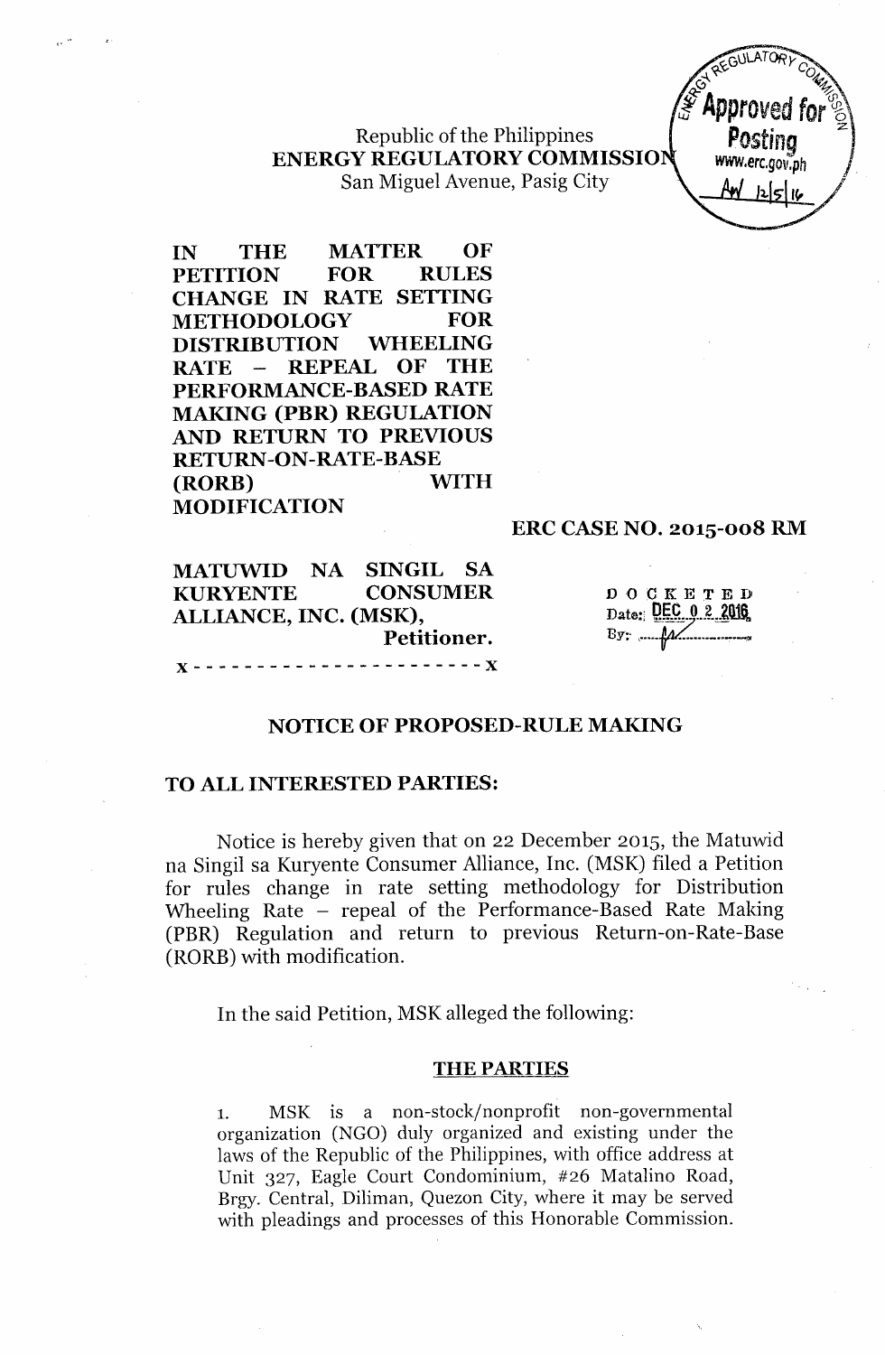Republic of the Philippines
**ENERGY REGULATORY COMMISSION**
San Miguel Avenue, Pasig City

**IN THE MATTER OF PETITION FOR RULES CHANGE IN RATE SETTING METHODOLOGY FOR DISTRIBUTION WHEELING RATE – REPEAL OF THE PERFORMANCE-BASED RATE MAKING (PBR) REGULATION AND RETURN TO PREVIOUS RETURN-ON-RATE-BASE (RORB) WITH MODIFICATION**

**ERC CASE NO. 2015-008 RM**

**MATUWID NA SINGIL SA KURYENTE CONSUMER ALLIANCE, INC. (MSK),**
**Petitioner.**

x - - - - - - - - - - - - - - - - - - - - - - x

DOCKETED
Date: DEC 0 2 2016

## NOTICE OF PROPOSED-RULE MAKING

**TO ALL INTERESTED PARTIES:**

Notice is hereby given that on 22 December 2015, the Matuwid na Singil sa Kuryente Consumer Alliance, Inc. (MSK) filed a Petition for rules change in rate setting methodology for Distribution Wheeling Rate – repeal of the Performance-Based Rate Making (PBR) Regulation and return to previous Return-on-Rate-Base (RORB) with modification.

In the said Petition, MSK alleged the following:

**THE PARTIES**

1. MSK is a non-stock/nonprofit non-governmental organization (NGO) duly organized and existing under the laws of the Republic of the Philippines, with office address at Unit 327, Eagle Court Condominium, #26 Matalino Road, Brgy. Central, Diliman, Quezon City, where it may be served with pleadings and processes of this Honorable Commission.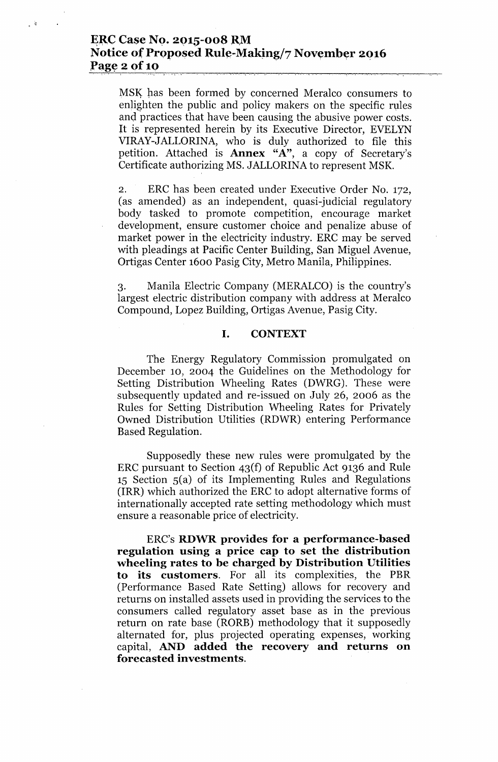MSK has been formed by concerned Meralco consumers to enlighten the public and policy makers on the specific rules and practices that have been causing the abusive power costs. It is represented herein by its Executive Director, EVELYN VIRAY-JALLORINA, who is duly authorized to file this petition. Attached is **Annex "A"**, a copy of Secretary's Certificate authorizing MS. JALLORINA to represent MSK.

2. ERC has been created under Executive Order No. 172, (as amended) as an independent, quasi-judicial regulatory body tasked to promote competition, encourage market development, ensure customer choice and penalize abuse of market power in the electricity industry. ERC may be served with pleadings at Pacific Center Building, San Miguel Avenue, Ortigas Center 1600 Pasig City, Metro Manila, Philippines.

3. Manila Electric Company (MERALCO) is the country's largest electric distribution company with address at Meralco Compound, Lopez Building, Ortigas Avenue, Pasig City.

## I. CONTEXT

The Energy Regulatory Commission promulgated on December 10, 2004 the Guidelines on the Methodology for Setting Distribution Wheeling Rates (DWRG). These were subsequently updated and re-issued on July 26, 2006 as the Rules for Setting Distribution Wheeling Rates for Privately Owned Distribution Utilities (RDWR) entering Performance Based Regulation.

Supposedly these new rules were promulgated by the ERC pursuant to Section 43(f) of Republic Act 9136 and Rule 15 Section 5(a) of its Implementing Rules and Regulations (IRR) which authorized the ERC to adopt alternative forms of internationally accepted rate setting methodology which must ensure a reasonable price of electricity.

ERC's **RDWR provides for a performance-based regulation using a price cap to set the distribution wheeling rates to be charged by Distribution Utilities to its customers**. For all its complexities, the PBR (Performance Based Rate Setting) allows for recovery and returns on installed assets used in providing the services to the consumers called regulatory asset base as in the previous return on rate base (RORB) methodology that it supposedly alternated for, plus projected operating expenses, working capital, **AND added the recovery and returns on forecasted investments.**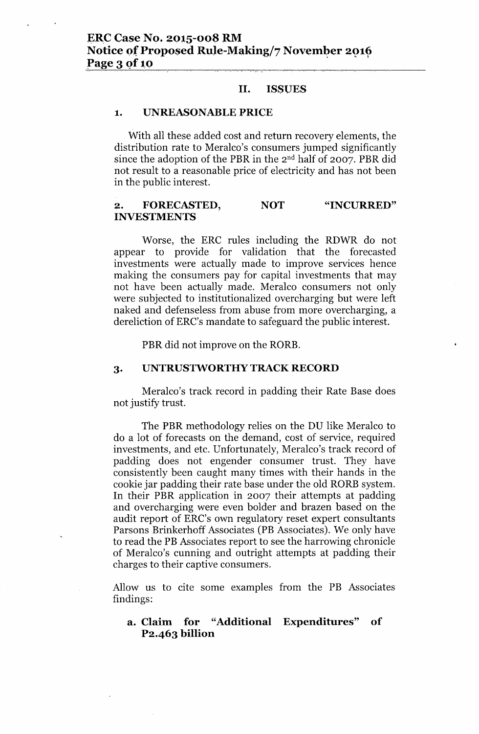## II. ISSUES

### 1. UNREASONABLE PRICE

With all these added cost and return recovery elements, the distribution rate to Meralco's consumers jumped significantly since the adoption of the PBR in the 2nd half of 2007. PBR did not result to a reasonable price of electricity and has not been in the public interest.

### 2. FORECASTED, NOT "INCURRED" INVESTMENTS

Worse, the ERC rules including the RDWR do not appear to provide for validation that the forecasted investments were actually made to improve services hence making the consumers pay for capital investments that may not have been actually made. Meralco consumers not only were subjected to institutionalized overcharging but were left naked and defenseless from abuse from more overcharging, a dereliction of ERC's mandate to safeguard the public interest.

PBR did not improve on the RORB.

### 3. UNTRUSTWORTHY TRACK RECORD

Meralco's track record in padding their Rate Base does not justify trust.

The PBR methodology relies on the DU like Meralco to do a lot of forecasts on the demand, cost of service, required investments, and etc. Unfortunately, Meralco's track record of padding does not engender consumer trust. They have consistently been caught many times with their hands in the cookie jar padding their rate base under the old RORB system. In their PBR application in 2007 their attempts at padding and overcharging were even bolder and brazen based on the audit report of ERC's own regulatory reset expert consultants Parsons Brinkerhoff Associates (PB Associates). We only have to read the PB Associates report to see the harrowing chronicle of Meralco's cunning and outright attempts at padding their charges to their captive consumers.

Allow us to cite some examples from the PB Associates findings:

**a. Claim for "Additional Expenditures" of P2.463 billion**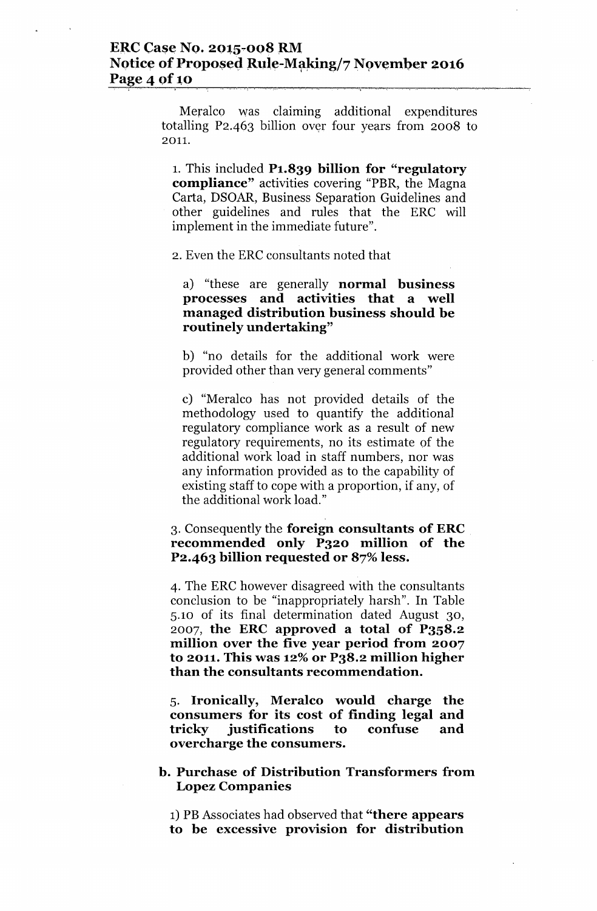Meralco was claiming additional expenditures totalling P2.463 billion over four years from 2008 to 2011.

1. This included **P1.839 billion for "regulatory compliance"** activities covering "PBR, the Magna Carta, DSOAR, Business Separation Guidelines and other guidelines and rules that the ERC will implement in the immediate future".

2. Even the ERC consultants noted that

   a) "these are generally **normal business processes and activities that a well managed distribution business should be routinely undertaking"**

   b) "no details for the additional work were provided other than very general comments"

   c) "Meralco has not provided details of the methodology used to quantify the additional regulatory compliance work as a result of new regulatory requirements, no its estimate of the additional work load in staff numbers, nor was any information provided as to the capability of existing staff to cope with a proportion, if any, of the additional work load."

3. Consequently the **foreign consultants of ERC recommended only P320 million of the P2.463 billion requested or 87% less.**

4. The ERC however disagreed with the consultants conclusion to be "inappropriately harsh". In Table 5.10 of its final determination dated August 30, 2007, **the ERC approved a total of P358.2 million over the five year period from 2007 to 2011. This was 12% or P38.2 million higher than the consultants recommendation.**

5. **Ironically, Meralco would charge the consumers for its cost of finding legal and tricky justifications to confuse and overcharge the consumers.**

**b. Purchase of Distribution Transformers from Lopez Companies**

1) PB Associates had observed that **"there appears to be excessive provision for distribution**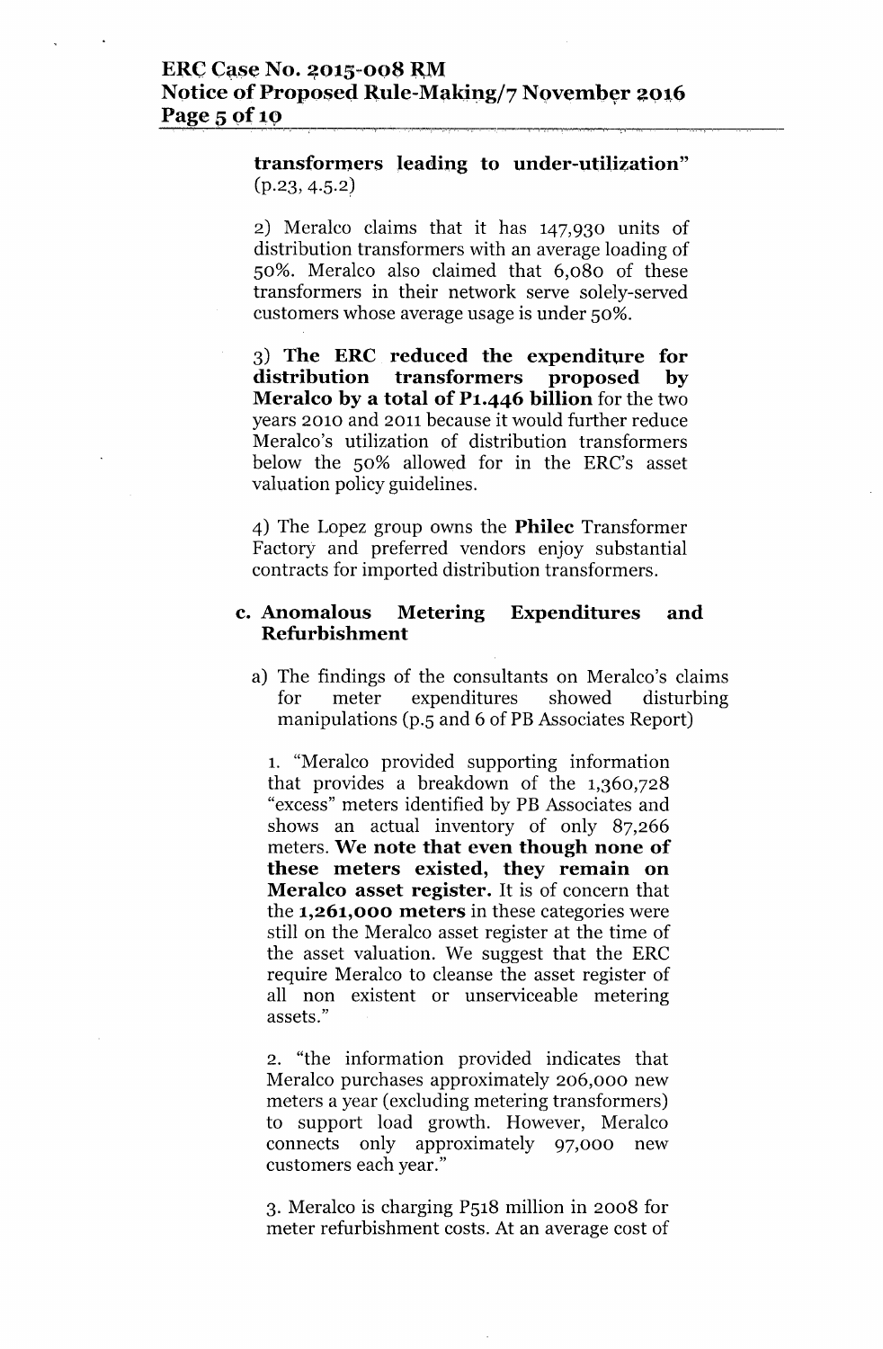**transformers leading to under-utilization"** (p.23, 4.5.2)

2) Meralco claims that it has 147,930 units of distribution transformers with an average loading of 50%. Meralco also claimed that 6,080 of these transformers in their network serve solely-served customers whose average usage is under 50%.

3) **The ERC reduced the expenditure for distribution transformers proposed by Meralco by a total of P1.446 billion** for the two years 2010 and 2011 because it would further reduce Meralco's utilization of distribution transformers below the 50% allowed for in the ERC's asset valuation policy guidelines.

4) The Lopez group owns the **Philec** Transformer Factory and preferred vendors enjoy substantial contracts for imported distribution transformers.

**c. Anomalous Metering Expenditures and Refurbishment**

a) The findings of the consultants on Meralco's claims for meter expenditures showed disturbing manipulations (p.5 and 6 of PB Associates Report)

1. "Meralco provided supporting information that provides a breakdown of the 1,360,728 "excess" meters identified by PB Associates and shows an actual inventory of only 87,266 meters. **We note that even though none of these meters existed, they remain on Meralco asset register.** It is of concern that the **1,261,000 meters** in these categories were still on the Meralco asset register at the time of the asset valuation. We suggest that the ERC require Meralco to cleanse the asset register of all non existent or unserviceable metering assets."

2. "the information provided indicates that Meralco purchases approximately 206,000 new meters a year (excluding metering transformers) to support load growth. However, Meralco connects only approximately 97,000 new customers each year."

3. Meralco is charging P518 million in 2008 for meter refurbishment costs. At an average cost of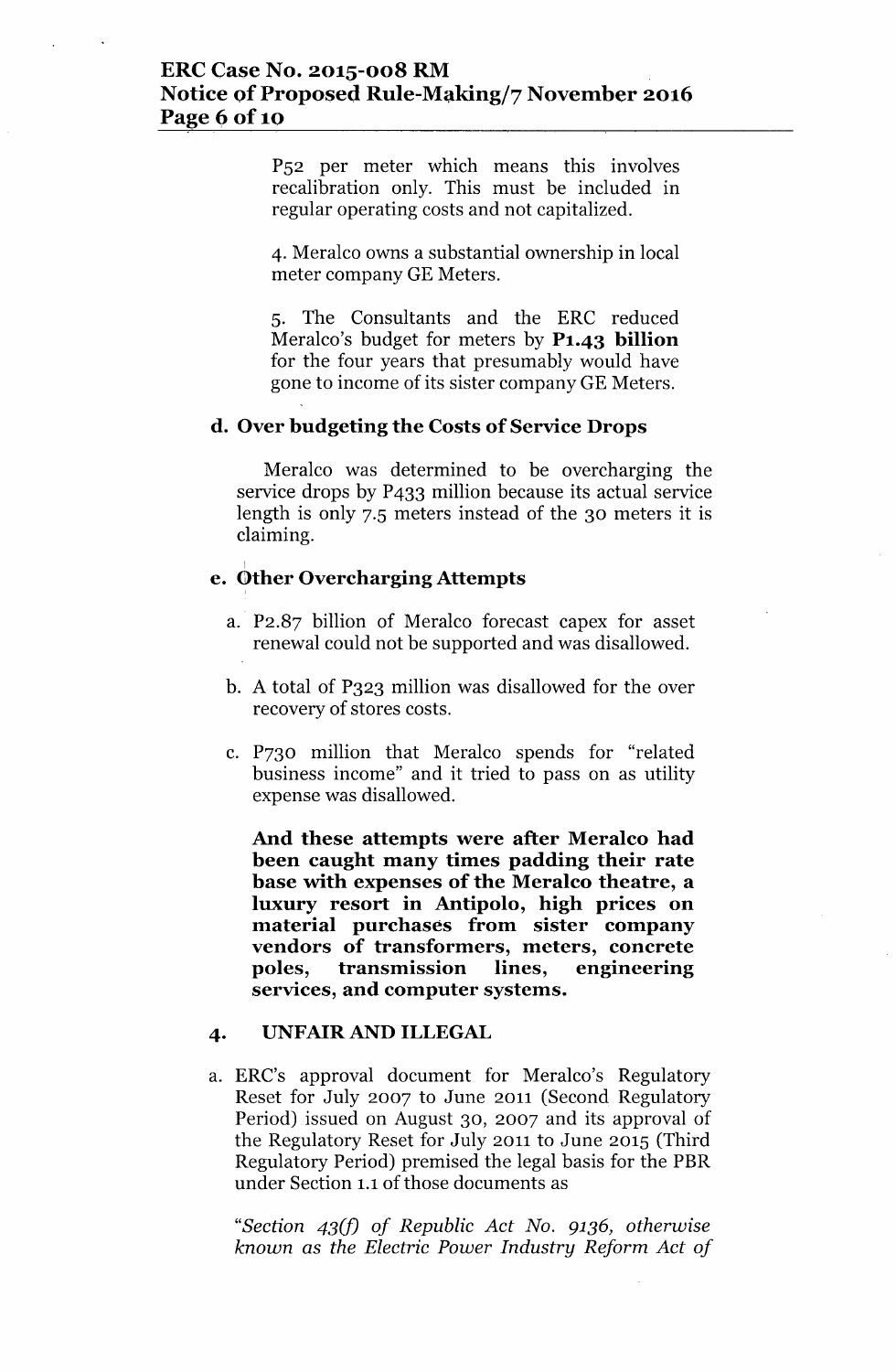P52 per meter which means this involves recalibration only. This must be included in regular operating costs and not capitalized.

4. Meralco owns a substantial ownership in local meter company GE Meters.

5. The Consultants and the ERC reduced Meralco's budget for meters by **P1.43 billion** for the four years that presumably would have gone to income of its sister company GE Meters.

### d. Over budgeting the Costs of Service Drops

Meralco was determined to be overcharging the service drops by P433 million because its actual service length is only 7.5 meters instead of the 30 meters it is claiming.

### e. Other Overcharging Attempts

a. P2.87 billion of Meralco forecast capex for asset renewal could not be supported and was disallowed.

b. A total of P323 million was disallowed for the over recovery of stores costs.

c. P730 million that Meralco spends for "related business income" and it tried to pass on as utility expense was disallowed.

**And these attempts were after Meralco had been caught many times padding their rate base with expenses of the Meralco theatre, a luxury resort in Antipolo, high prices on material purchases from sister company vendors of transformers, meters, concrete poles, transmission lines, engineering services, and computer systems.**

## 4. UNFAIR AND ILLEGAL

a. ERC's approval document for Meralco's Regulatory Reset for July 2007 to June 2011 (Second Regulatory Period) issued on August 30, 2007 and its approval of the Regulatory Reset for July 2011 to June 2015 (Third Regulatory Period) premised the legal basis for the PBR under Section 1.1 of those documents as

*"Section 43(f) of Republic Act No. 9136, otherwise known as the Electric Power Industry Reform Act of*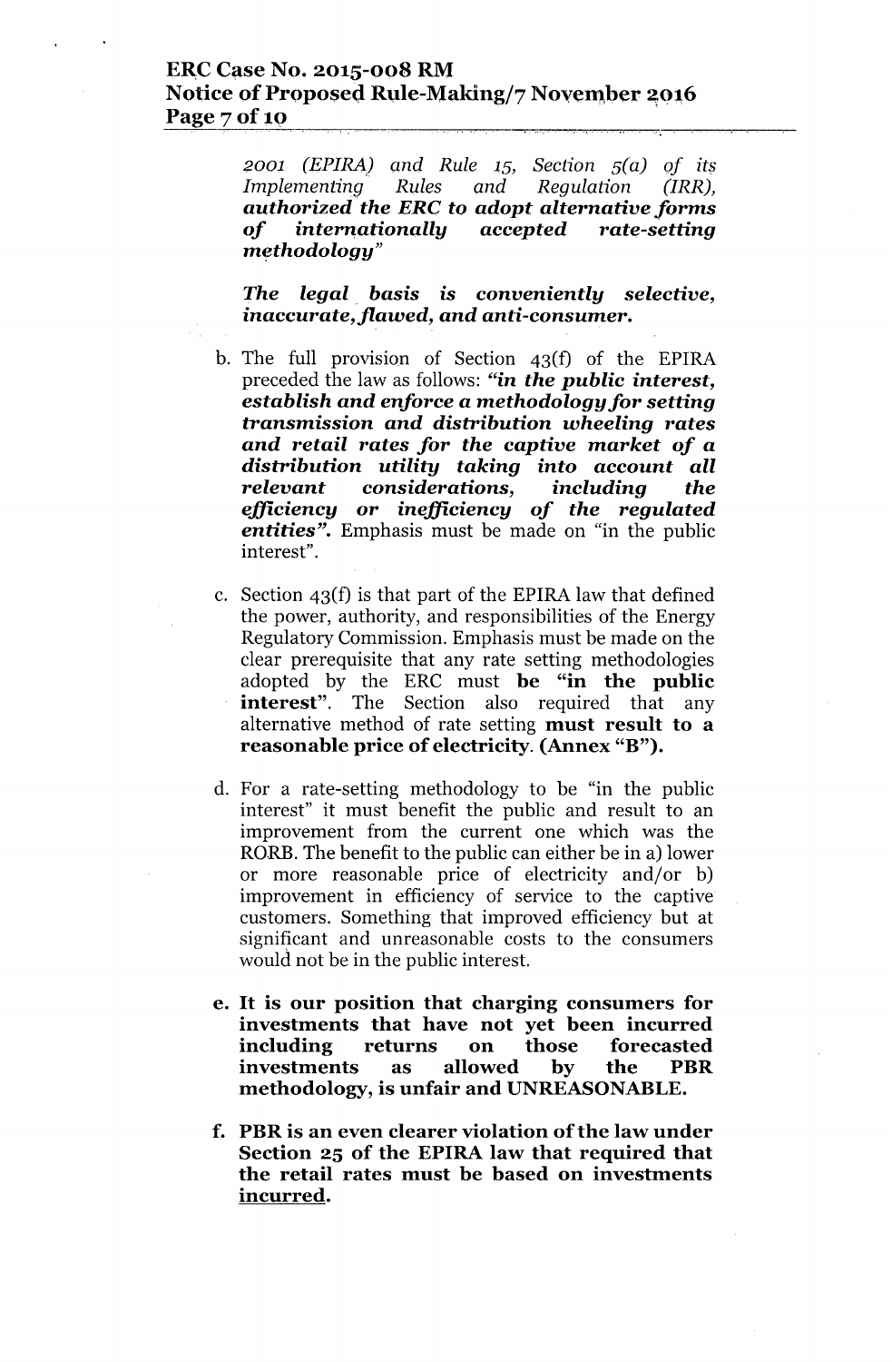*2001 (EPIRA) and Rule 15, Section 5(a) of its Implementing Rules and Regulation (IRR),* ***authorized the ERC to adopt alternative forms of internationally accepted rate-setting methodology"***

***The legal basis is conveniently selective, inaccurate, flawed, and anti-consumer.***

b. The full provision of Section 43(f) of the EPIRA preceded the law as follows: ***"in the public interest, establish and enforce a methodology for setting transmission and distribution wheeling rates and retail rates for the captive market of a distribution utility taking into account all relevant considerations, including the efficiency or inefficiency of the regulated entities".*** Emphasis must be made on "in the public interest".

c. Section 43(f) is that part of the EPIRA law that defined the power, authority, and responsibilities of the Energy Regulatory Commission. Emphasis must be made on the clear prerequisite that any rate setting methodologies adopted by the ERC must **be "in the public interest"**. The Section also required that any alternative method of rate setting **must result to a reasonable price of electricity. (Annex "B").**

d. For a rate-setting methodology to be "in the public interest" it must benefit the public and result to an improvement from the current one which was the RORB. The benefit to the public can either be in a) lower or more reasonable price of electricity and/or b) improvement in efficiency of service to the captive customers. Something that improved efficiency but at significant and unreasonable costs to the consumers would not be in the public interest.

e. **It is our position that charging consumers for investments that have not yet been incurred including returns on those forecasted investments as allowed by the PBR methodology, is unfair and UNREASONABLE.**

f. **PBR is an even clearer violation of the law under Section 25 of the EPIRA law that required that the retail rates must be based on investments <u>incurred</u>.**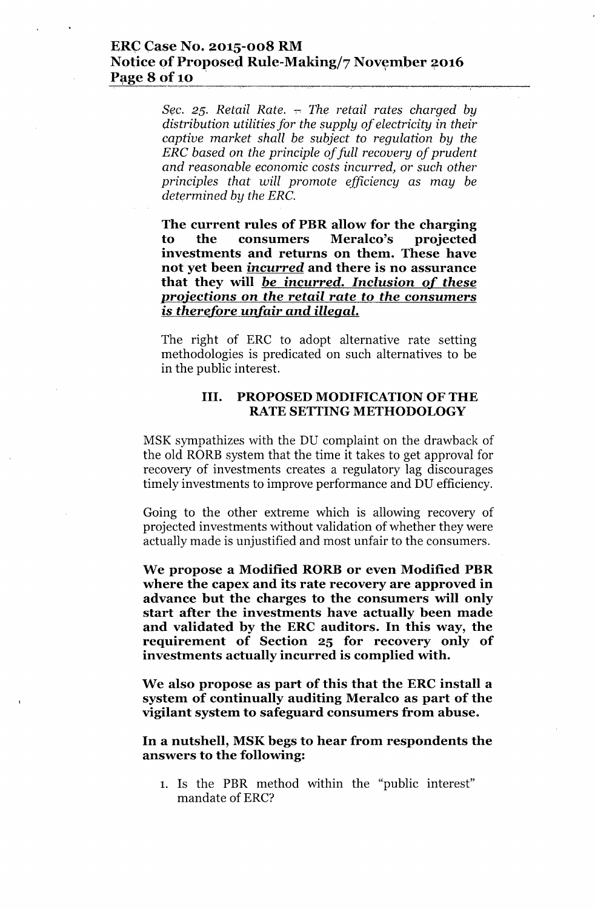*Sec. 25. Retail Rate. – The retail rates charged by distribution utilities for the supply of electricity in their captive market shall be subject to regulation by the ERC based on the principle of full recovery of prudent and reasonable economic costs incurred, or such other principles that will promote efficiency as may be determined by the ERC.*

**The current rules of PBR allow for the charging to the consumers Meralco's projected investments and returns on them. These have not yet been *<u>incurred</u>* and there is no assurance that they will *<u>be incurred. Inclusion of these projections on the retail rate to the consumers is therefore unfair and illegal.</u>***

The right of ERC to adopt alternative rate setting methodologies is predicated on such alternatives to be in the public interest.

## III. PROPOSED MODIFICATION OF THE RATE SETTING METHODOLOGY

MSK sympathizes with the DU complaint on the drawback of the old RORB system that the time it takes to get approval for recovery of investments creates a regulatory lag discourages timely investments to improve performance and DU efficiency.

Going to the other extreme which is allowing recovery of projected investments without validation of whether they were actually made is unjustified and most unfair to the consumers.

**We propose a Modified RORB or even Modified PBR where the capex and its rate recovery are approved in advance but the charges to the consumers will only start after the investments have actually been made and validated by the ERC auditors. In this way, the requirement of Section 25 for recovery only of investments actually incurred is complied with.**

**We also propose as part of this that the ERC install a system of continually auditing Meralco as part of the vigilant system to safeguard consumers from abuse.**

**In a nutshell, MSK begs to hear from respondents the answers to the following:**

1. Is the PBR method within the "public interest" mandate of ERC?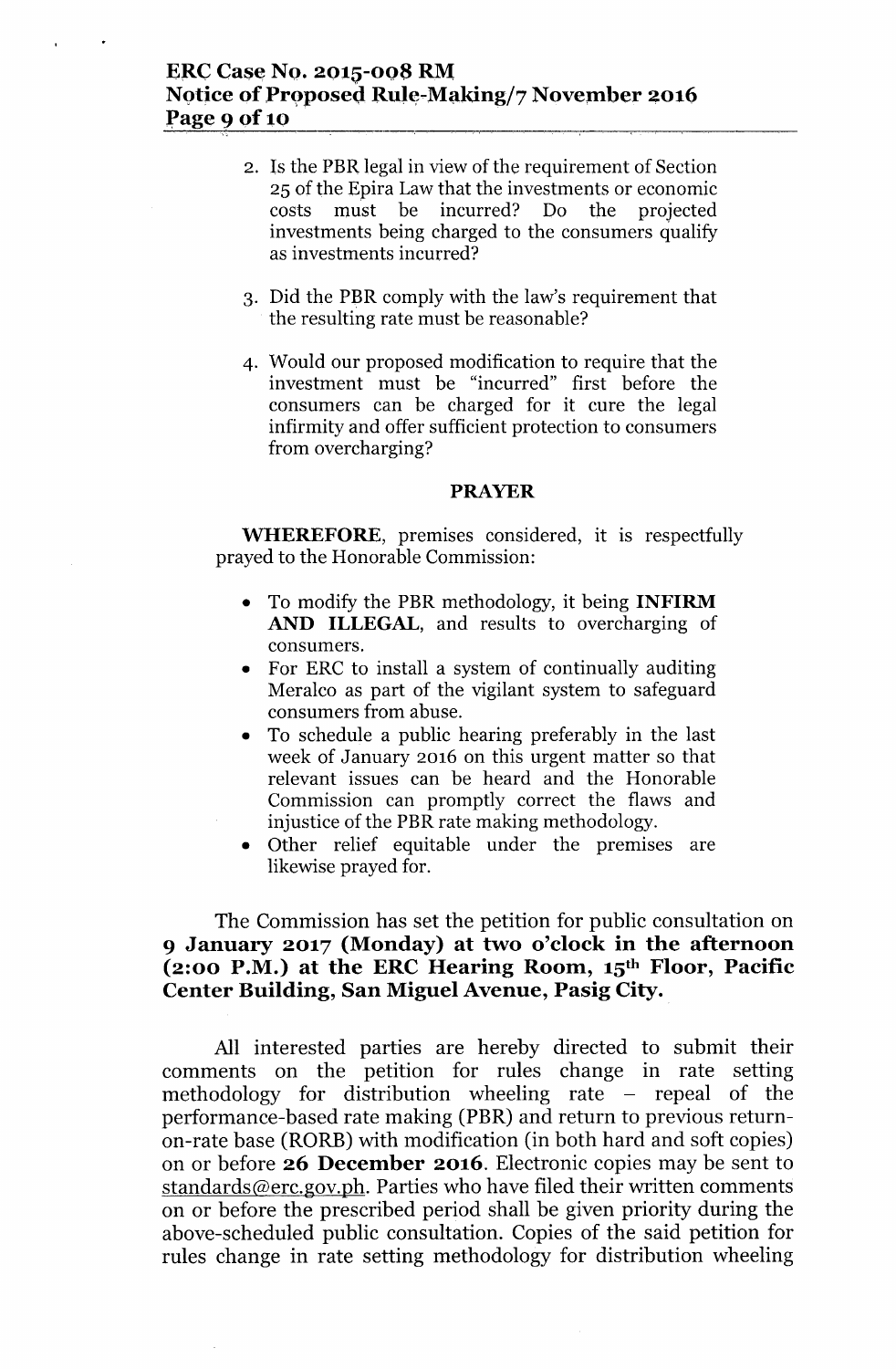2. Is the PBR legal in view of the requirement of Section 25 of the Epira Law that the investments or economic costs must be incurred? Do the projected investments being charged to the consumers qualify as investments incurred?

3. Did the PBR comply with the law's requirement that the resulting rate must be reasonable?

4. Would our proposed modification to require that the investment must be "incurred" first before the consumers can be charged for it cure the legal infirmity and offer sufficient protection to consumers from overcharging?

**PRAYER**

**WHEREFORE**, premises considered, it is respectfully prayed to the Honorable Commission:

- To modify the PBR methodology, it being **INFIRM AND ILLEGAL**, and results to overcharging of consumers.
- For ERC to install a system of continually auditing Meralco as part of the vigilant system to safeguard consumers from abuse.
- To schedule a public hearing preferably in the last week of January 2016 on this urgent matter so that relevant issues can be heard and the Honorable Commission can promptly correct the flaws and injustice of the PBR rate making methodology.
- Other relief equitable under the premises are likewise prayed for.

The Commission has set the petition for public consultation on **9 January 2017 (Monday) at two o'clock in the afternoon (2:00 P.M.) at the ERC Hearing Room, 15th Floor, Pacific Center Building, San Miguel Avenue, Pasig City.**

All interested parties are hereby directed to submit their comments on the petition for rules change in rate setting methodology for distribution wheeling rate – repeal of the performance-based rate making (PBR) and return to previous return-on-rate base (RORB) with modification (in both hard and soft copies) on or before **26 December 2016**. Electronic copies may be sent to standards@erc.gov.ph. Parties who have filed their written comments on or before the prescribed period shall be given priority during the above-scheduled public consultation. Copies of the said petition for rules change in rate setting methodology for distribution wheeling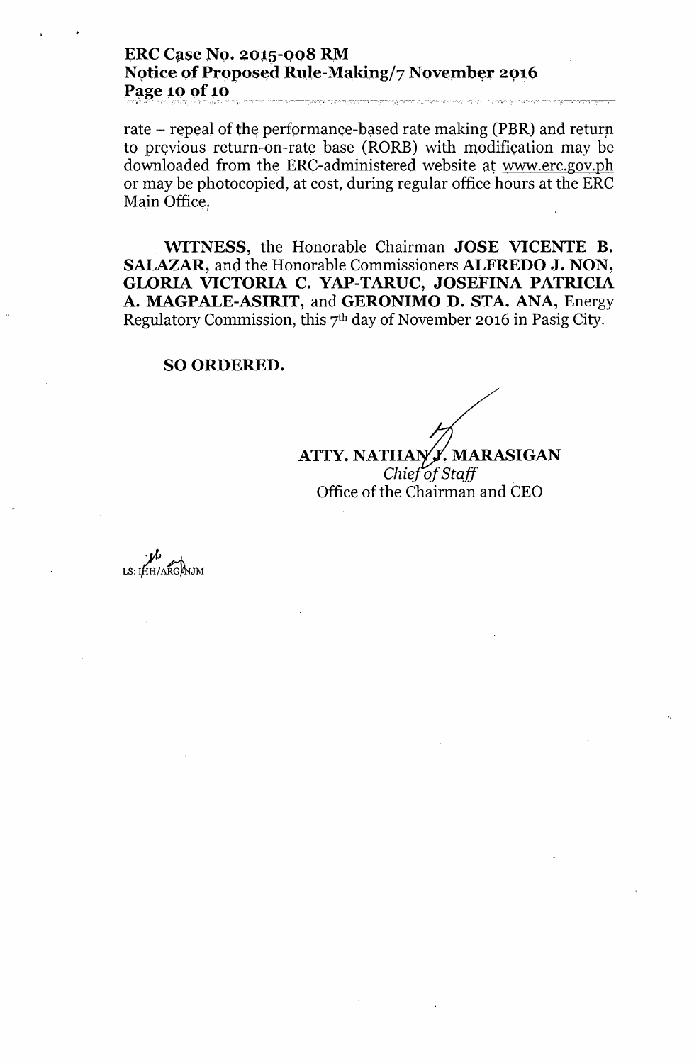rate – repeal of the performance-based rate making (PBR) and return to previous return-on-rate base (RORB) with modification may be downloaded from the ERC-administered website at www.erc.gov.ph or may be photocopied, at cost, during regular office hours at the ERC Main Office.

**WITNESS,** the Honorable Chairman **JOSE VICENTE B. SALAZAR,** and the Honorable Commissioners **ALFREDO J. NON, GLORIA VICTORIA C. YAP-TARUC, JOSEFINA PATRICIA A. MAGPALE-ASIRIT,** and **GERONIMO D. STA. ANA,** Energy Regulatory Commission, this 7th day of November 2016 in Pasig City.

**SO ORDERED.**

**ATTY. NATHAN J. MARASIGAN**
*Chief of Staff*
Office of the Chairman and CEO

LS: IHH/ARG/NJM